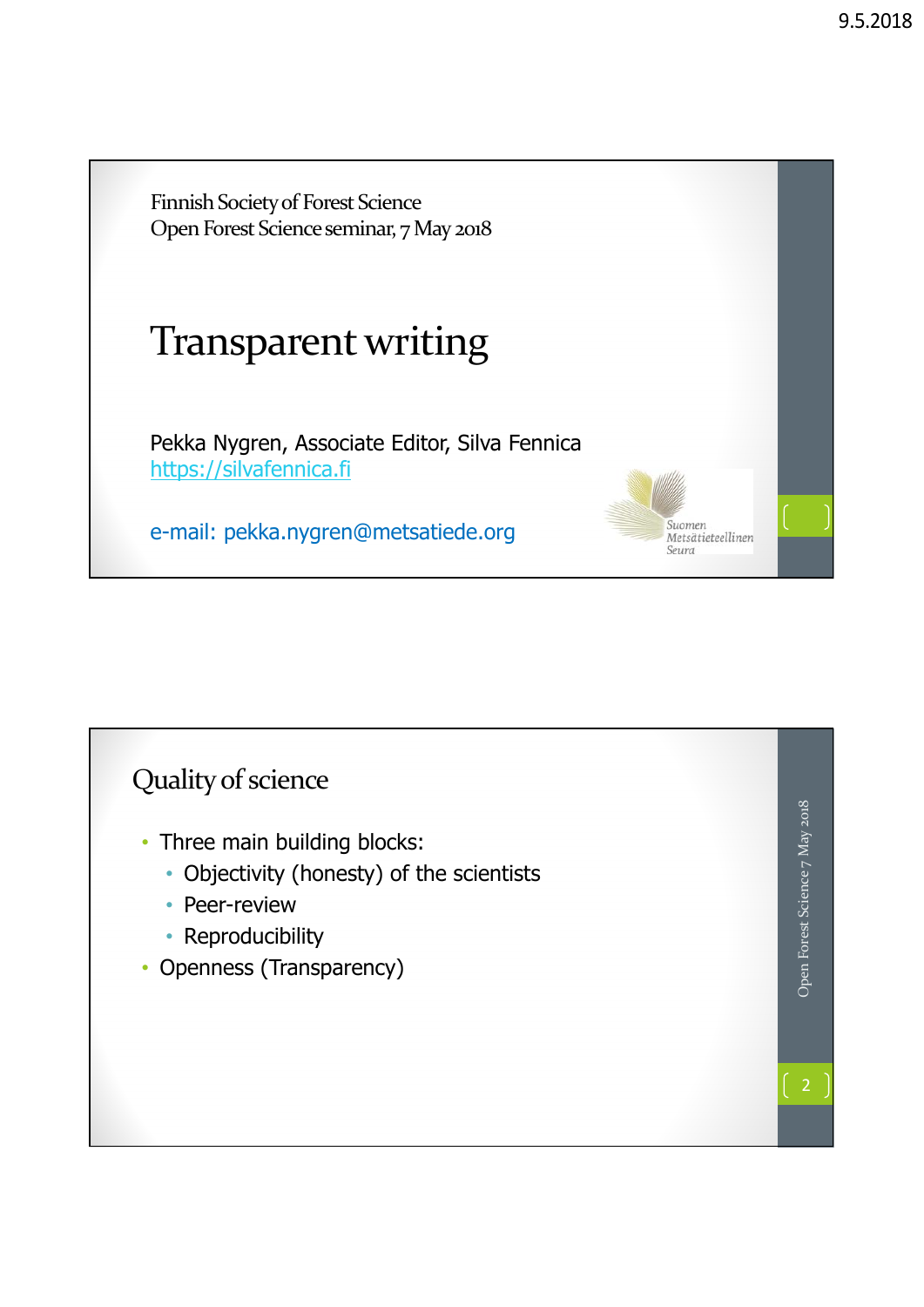Finnish Society of Forest Science
Open Forest Science seminar, 7 May 2018

# Transparent writing

Pekka Nygren, Associate Editor, Silva Fennica
https://silvafennica.fi

e-mail: pekka.nygren@metsatiede.org

Suomen Metsätieteellinen Seura

## Quality of science

- Three main building blocks:
  - Objectivity (honesty) of the scientists
  - Peer-review
  - Reproducibility
- Openness (Transparency)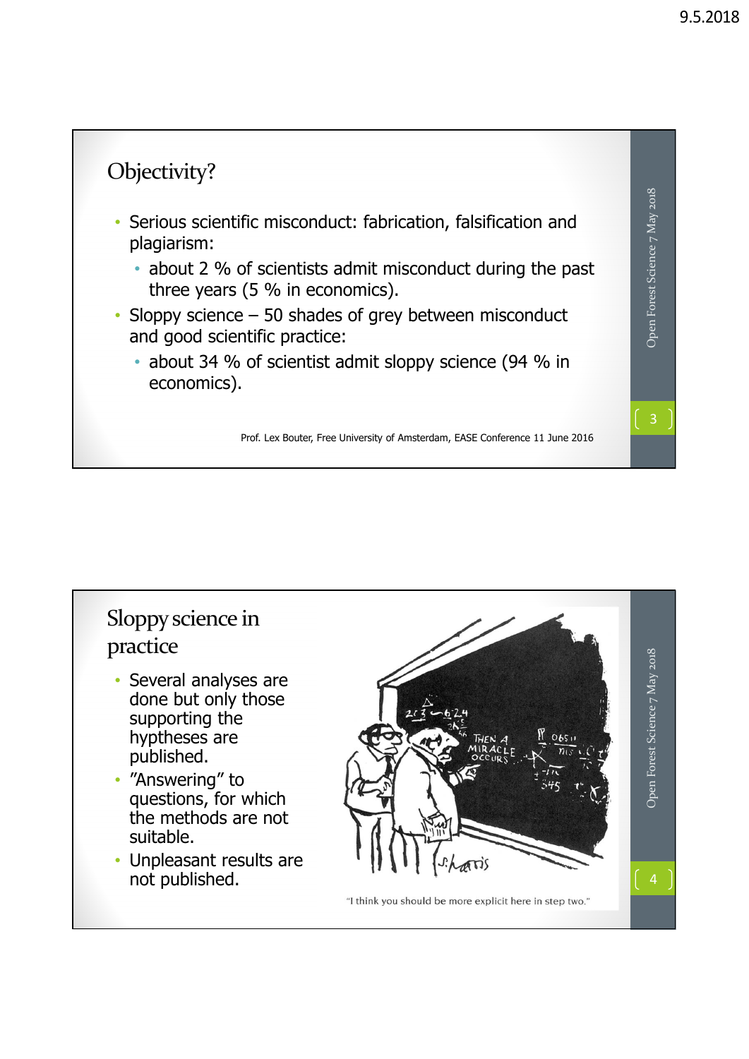## Objectivity?

- Serious scientific misconduct: fabrication, falsification and plagiarism:
  - about 2 % of scientists admit misconduct during the past three years (5 % in economics).
- Sloppy science – 50 shades of grey between misconduct and good scientific practice:
  - about 34 % of scientist admit sloppy science (94 % in economics).

Prof. Lex Bouter, Free University of Amsterdam, EASE Conference 11 June 2016

## Sloppy science in practice

- Several analyses are done but only those supporting the hyptheses are published.
- "Answering" to questions, for which the methods are not suitable.
- Unpleasant results are not published.

"I think you should be more explicit here in step two."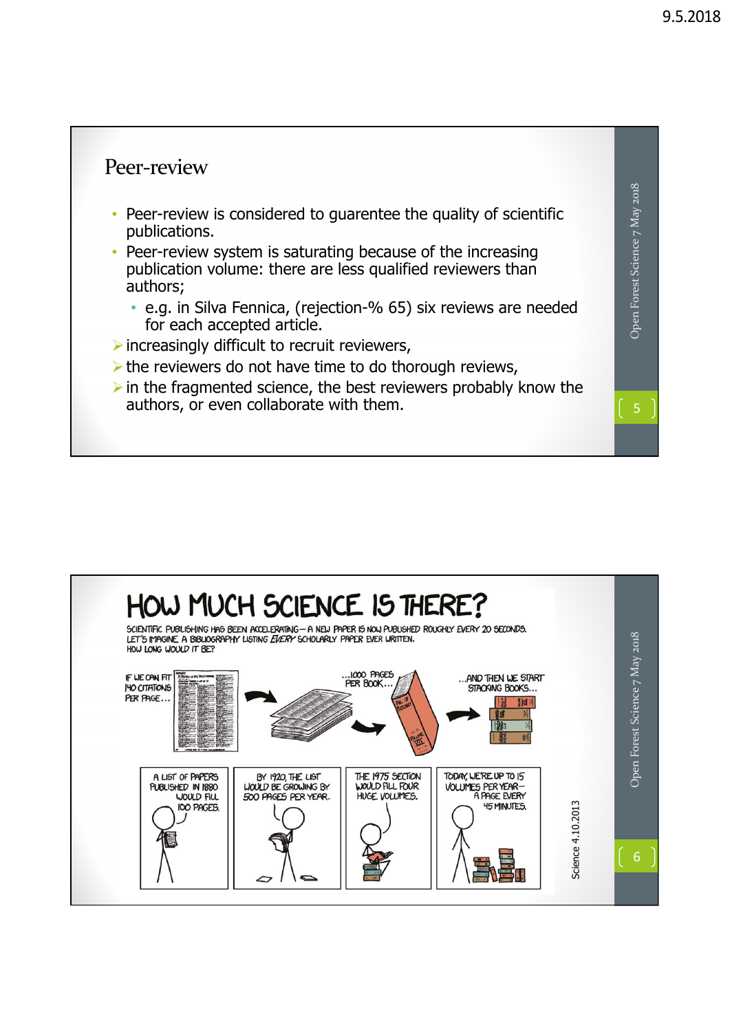## Peer-review

- Peer-review is considered to guarentee the quality of scientific publications.
- Peer-review system is saturating because of the increasing publication volume: there are less qualified reviewers than authors;
  - e.g. in Silva Fennica, (rejection-% 65) six reviews are needed for each accepted article.

➢ increasingly difficult to recruit reviewers,

➢ the reviewers do not have time to do thorough reviews,

➢ in the fragmented science, the best reviewers probably know the authors, or even collaborate with them.

# HOW MUCH SCIENCE IS THERE?

SCIENTIFIC PUBLISHING HAS BEEN ACCELERATING—A NEW PAPER IS NOW PUBLISHED ROUGHLY EVERY 20 SECONDS. LET'S IMAGINE A BIBLIOGRAPHY LISTING *EVERY* SCHOLARLY PAPER EVER WRITTEN. HOW LONG WOULD IT BE?

IF WE CAN FIT 140 CITATIONS PER PAGE... ...1000 PAGES PER BOOK... ...AND THEN WE START STACKING BOOKS...

A LIST OF PAPERS PUBLISHED IN 1880 WOULD FILL 100 PAGES.

BY 1920, THE LIST WOULD BE GROWING BY 500 PAGES PER YEAR.

THE 1975 SECTION WOULD FILL FOUR HUGE VOLUMES.

TODAY, WE'RE UP TO 15 VOLUMES PER YEAR—A PAGE EVERY 45 MINUTES.

Science 4.10.2013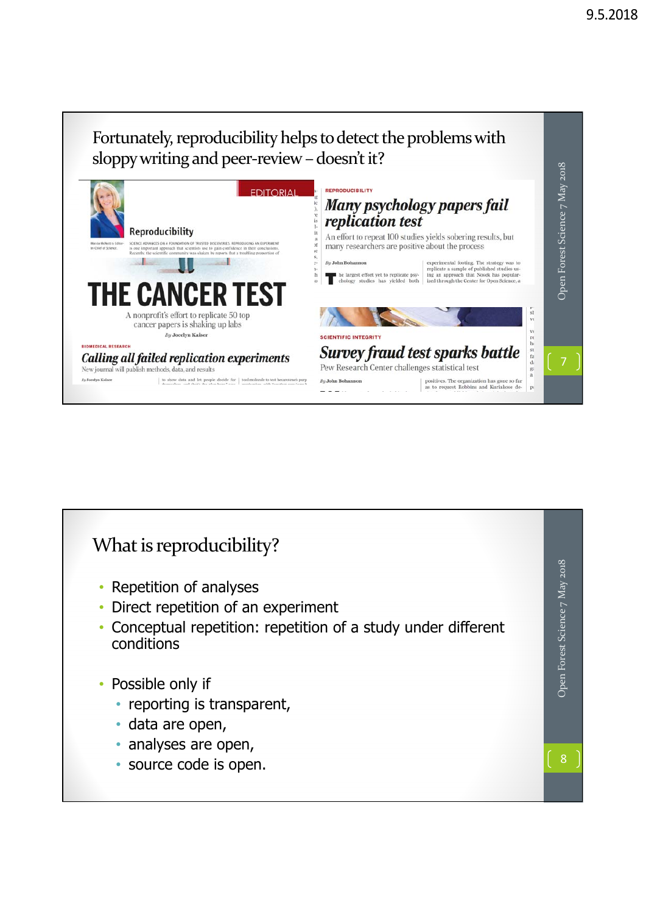## Fortunately, reproducibility helps to detect the problems with sloppy writing and peer-review – doesn't it?

EDITORIAL

Reproducibility

THE CANCER TEST

A nonprofit's effort to replicate 50 top cancer papers is shaking up labs

By Jocelyn Kaiser

BIOMEDICAL RESEARCH

*Calling all failed replication experiments*

New journal will publish methods, data, and results

REPRODUCIBILITY

*Many psychology papers fail replication test*

An effort to repeat 100 studies yields sobering results, but many researchers are positive about the process

By John Bohannon

SCIENTIFIC INTEGRITY

*Survey fraud test sparks battle*

Pew Research Center challenges statistical test

By John Bohannon

## What is reproducibility?

- Repetition of analyses
- Direct repetition of an experiment
- Conceptual repetition: repetition of a study under different conditions
- Possible only if
  - reporting is transparent,
  - data are open,
  - analyses are open,
  - source code is open.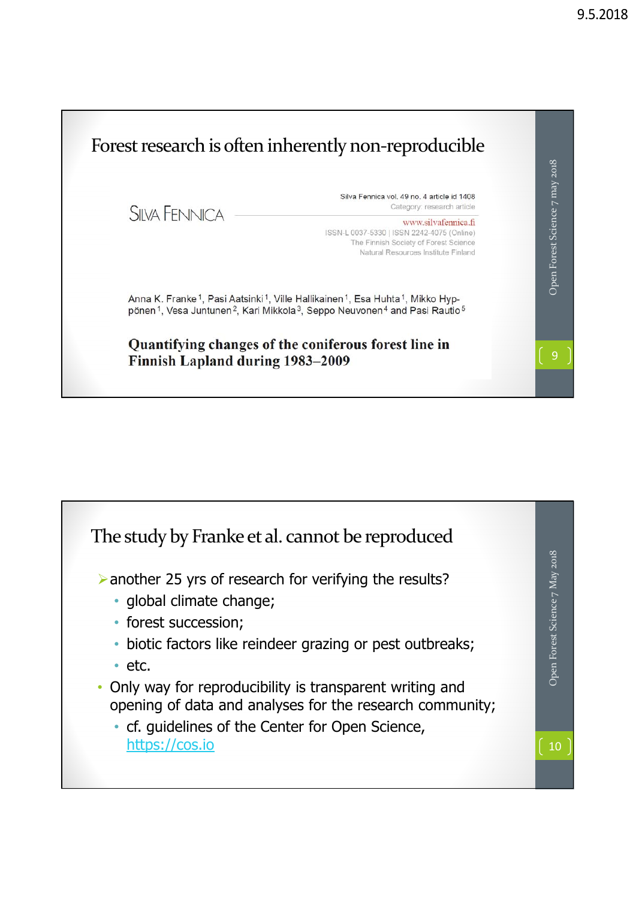## Forest research is often inherently non-reproducible

SILVA FENNICA

Silva Fennica vol. 49 no. 4 article id 1408
Category: research article
www.silvafennica.fi
ISSN-L 0037-5330 | ISSN 2242-4075 (Online)
The Finnish Society of Forest Science
Natural Resources Institute Finland

Anna K. Franke[1], Pasi Aatsinki[1], Ville Hallikainen[1], Esa Huhta[1], Mikko Hyppönen[1], Vesa Juntunen[2], Kari Mikkola[3], Seppo Neuvonen[4] and Pasi Rautio[5]

**Quantifying changes of the coniferous forest line in Finnish Lapland during 1983–2009**

## The study by Franke et al. cannot be reproduced

- another 25 yrs of research for verifying the results?
  - global climate change;
  - forest succession;
  - biotic factors like reindeer grazing or pest outbreaks;
  - etc.
- Only way for reproducibility is transparent writing and opening of data and analyses for the research community;
  - cf. guidelines of the Center for Open Science, https://cos.io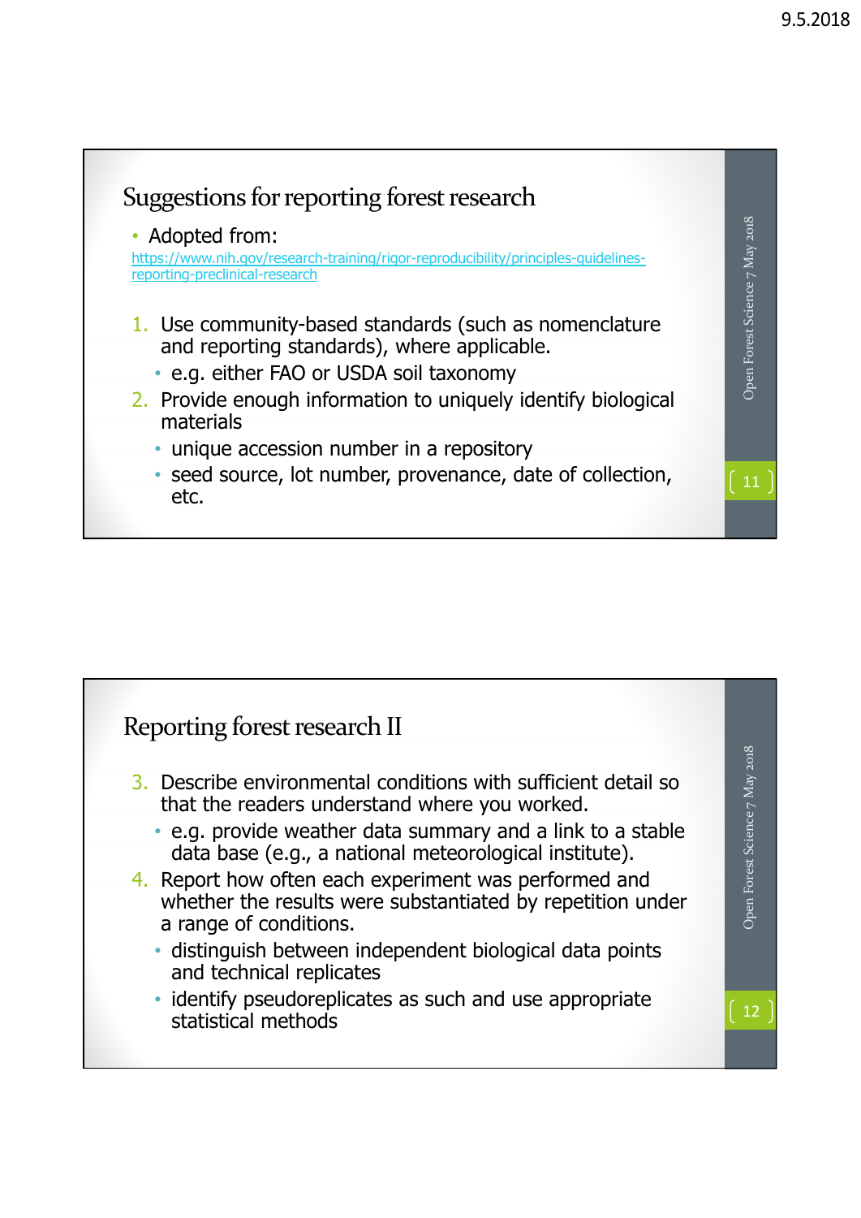## Suggestions for reporting forest research

- Adopted from: https://www.nih.gov/research-training/rigor-reproducibility/principles-guidelines-reporting-preclinical-research

1. Use community-based standards (such as nomenclature and reporting standards), where applicable.
   - e.g. either FAO or USDA soil taxonomy
2. Provide enough information to uniquely identify biological materials
   - unique accession number in a repository
   - seed source, lot number, provenance, date of collection, etc.

## Reporting forest research II

3. Describe environmental conditions with sufficient detail so that the readers understand where you worked.
   - e.g. provide weather data summary and a link to a stable data base (e.g., a national meteorological institute).
4. Report how often each experiment was performed and whether the results were substantiated by repetition under a range of conditions.
   - distinguish between independent biological data points and technical replicates
   - identify pseudoreplicates as such and use appropriate statistical methods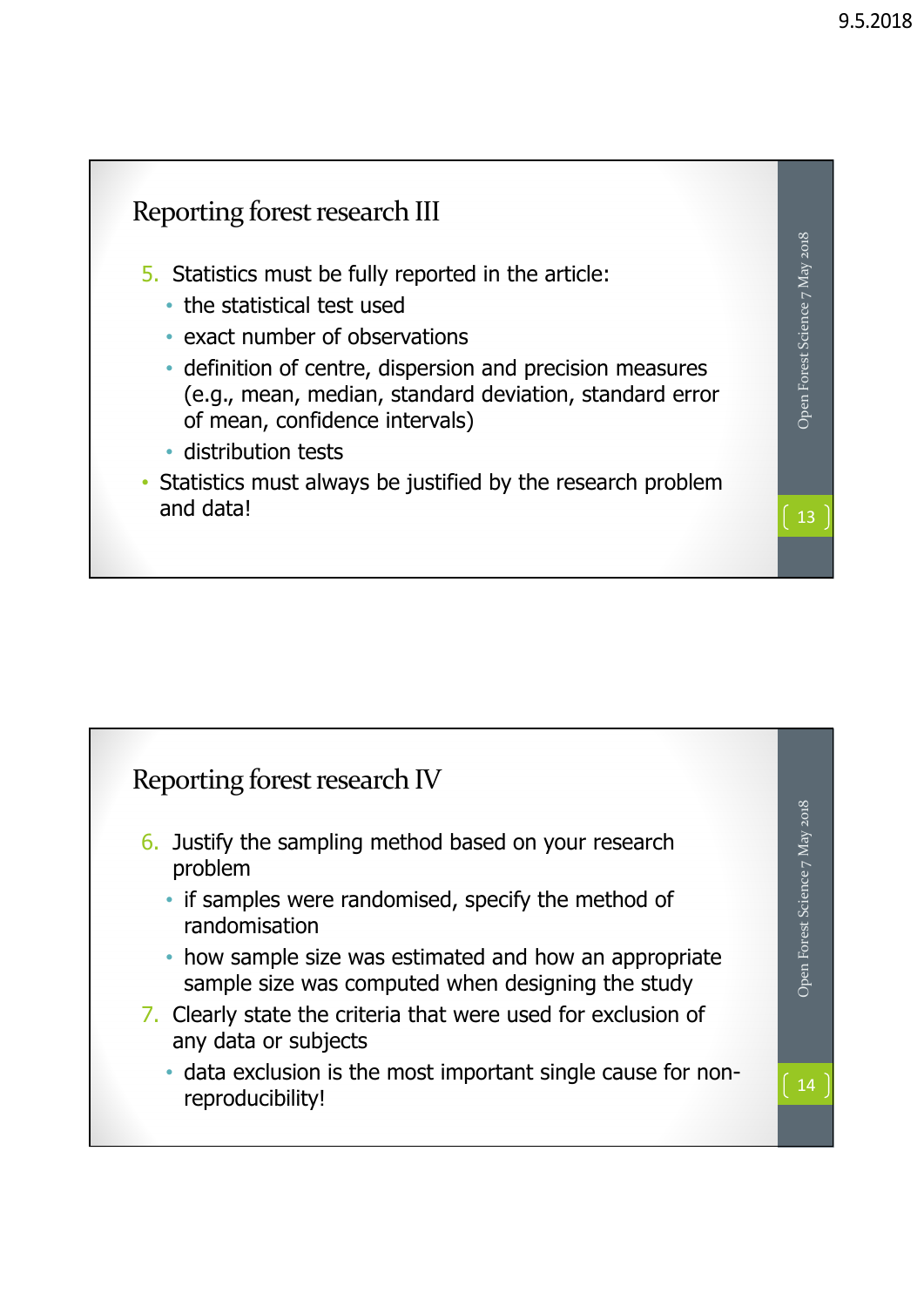## Reporting forest research III

5. Statistics must be fully reported in the article:
   - the statistical test used
   - exact number of observations
   - definition of centre, dispersion and precision measures (e.g., mean, median, standard deviation, standard error of mean, confidence intervals)
   - distribution tests

- Statistics must always be justified by the research problem and data!

## Reporting forest research IV

6. Justify the sampling method based on your research problem
   - if samples were randomised, specify the method of randomisation
   - how sample size was estimated and how an appropriate sample size was computed when designing the study
7. Clearly state the criteria that were used for exclusion of any data or subjects
   - data exclusion is the most important single cause for non-reproducibility!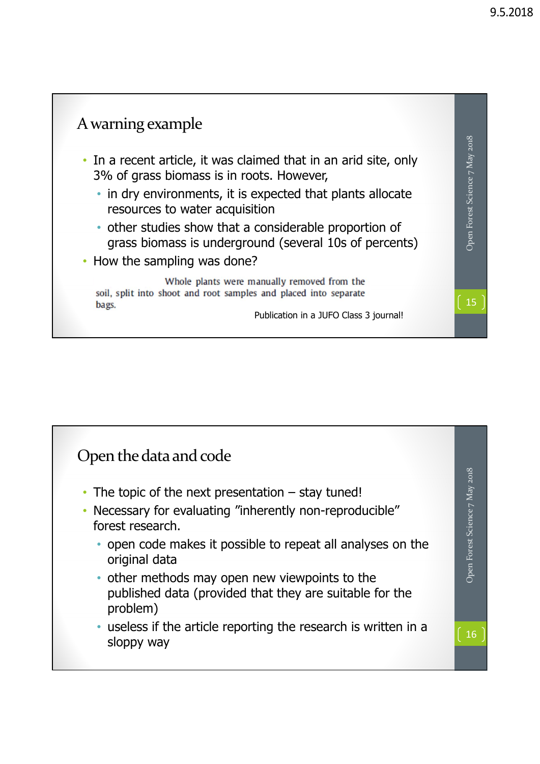## A warning example

- In a recent article, it was claimed that in an arid site, only 3% of grass biomass is in roots. However,
  - in dry environments, it is expected that plants allocate resources to water acquisition
  - other studies show that a considerable proportion of grass biomass is underground (several 10s of percents)
- How the sampling was done?

> Whole plants were manually removed from the soil, split into shoot and root samples and placed into separate bags.

Publication in a JUFO Class 3 journal!

## Open the data and code

- The topic of the next presentation – stay tuned!
- Necessary for evaluating "inherently non-reproducible" forest research.
  - open code makes it possible to repeat all analyses on the original data
  - other methods may open new viewpoints to the published data (provided that they are suitable for the problem)
  - useless if the article reporting the research is written in a sloppy way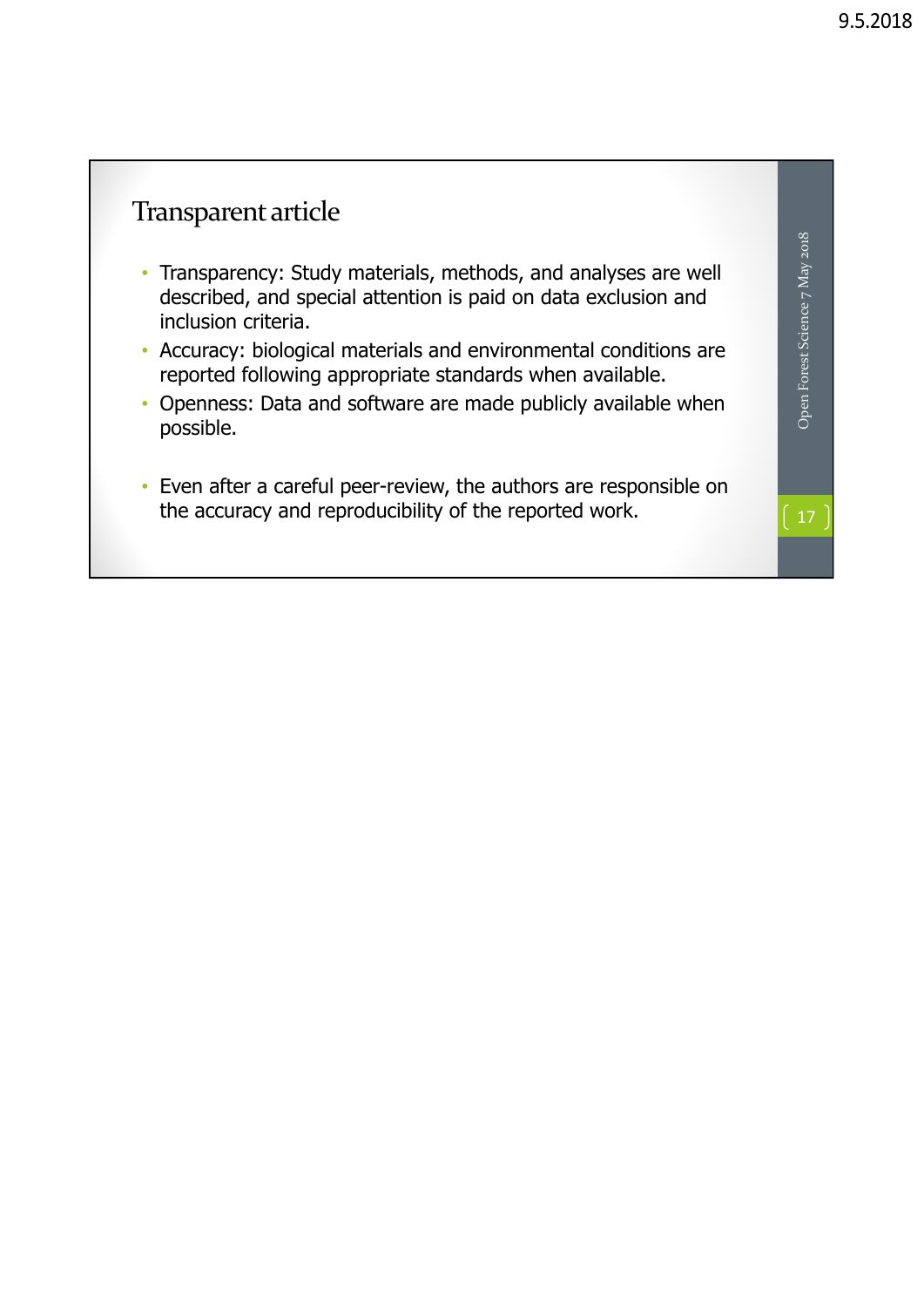# Transparent article

- Transparency: Study materials, methods, and analyses are well described, and special attention is paid on data exclusion and inclusion criteria.
- Accuracy: biological materials and environmental conditions are reported following appropriate standards when available.
- Openness: Data and software are made publicly available when possible.

- Even after a careful peer-review, the authors are responsible on the accuracy and reproducibility of the reported work.